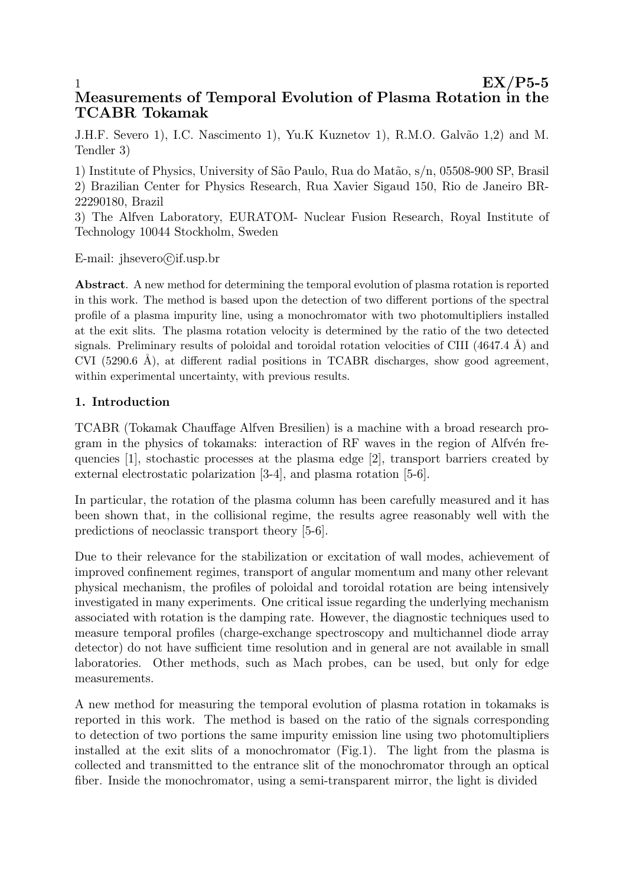# Measurements of Temporal Evolution of Plasma Rotation in the TCABR Tokamak

J.H.F. Severo 1), I.C. Nascimento 1), Yu.K Kuznetov 1), R.M.O. Galvão 1,2) and M. Tendler 3)

1) Institute of Physics, University of São Paulo, Rua do Matão, s/n, 05508-900 SP, Brasil
2) Brazilian Center for Physics Research, Rua Xavier Sigaud 150, Rio de Janeiro BR-22290180, Brazil
3) The Alfven Laboratory, EURATOM- Nuclear Fusion Research, Royal Institute of Technology 10044 Stockholm, Sweden

E-mail: jhsevero©if.usp.br

**Abstract**. A new method for determining the temporal evolution of plasma rotation is reported in this work. The method is based upon the detection of two different portions of the spectral profile of a plasma impurity line, using a monochromator with two photomultipliers installed at the exit slits. The plasma rotation velocity is determined by the ratio of the two detected signals. Preliminary results of poloidal and toroidal rotation velocities of CIII (4647.4 Å) and CVI (5290.6 Å), at different radial positions in TCABR discharges, show good agreement, within experimental uncertainty, with previous results.

## 1. Introduction

TCABR (Tokamak Chauffage Alfven Bresilien) is a machine with a broad research program in the physics of tokamaks: interaction of RF waves in the region of Alfvén frequencies [1], stochastic processes at the plasma edge [2], transport barriers created by external electrostatic polarization [3-4], and plasma rotation [5-6].

In particular, the rotation of the plasma column has been carefully measured and it has been shown that, in the collisional regime, the results agree reasonably well with the predictions of neoclassic transport theory [5-6].

Due to their relevance for the stabilization or excitation of wall modes, achievement of improved confinement regimes, transport of angular momentum and many other relevant physical mechanism, the profiles of poloidal and toroidal rotation are being intensively investigated in many experiments. One critical issue regarding the underlying mechanism associated with rotation is the damping rate. However, the diagnostic techniques used to measure temporal profiles (charge-exchange spectroscopy and multichannel diode array detector) do not have sufficient time resolution and in general are not available in small laboratories. Other methods, such as Mach probes, can be used, but only for edge measurements.

A new method for measuring the temporal evolution of plasma rotation in tokamaks is reported in this work. The method is based on the ratio of the signals corresponding to detection of two portions the same impurity emission line using two photomultipliers installed at the exit slits of a monochromator (Fig.1). The light from the plasma is collected and transmitted to the entrance slit of the monochromator through an optical fiber. Inside the monochromator, using a semi-transparent mirror, the light is divided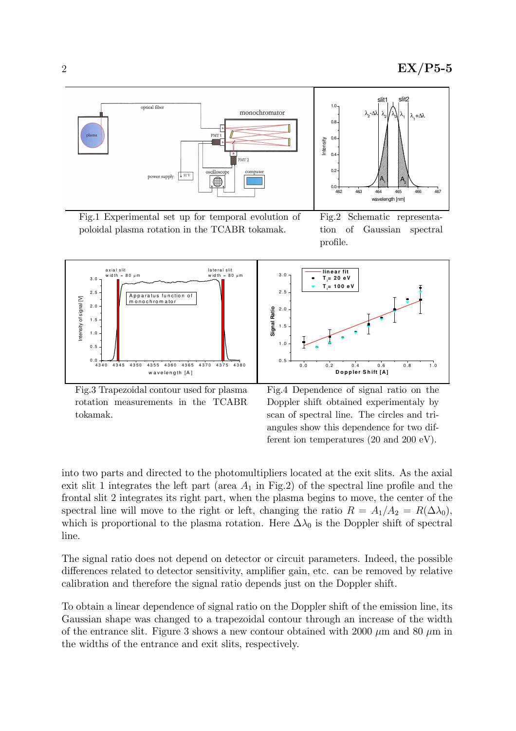Fig.1 Experimental set up for temporal evolution of poloidal plasma rotation in the TCABR tokamak.

Fig.2 Schematic representation of Gaussian spectral profile.

Fig.3 Trapezoidal contour used for plasma rotation measurements in the TCABR tokamak.

Fig.4 Dependence of signal ratio on the Doppler shift obtained experimentaly by scan of spectral line. The circles and triangules show this dependence for two different ion temperatures (20 and 200 eV).

into two parts and directed to the photomultipliers located at the exit slits. As the axial exit slit 1 integrates the left part (area $A_1$ in Fig.2) of the spectral line profile and the frontal slit 2 integrates its right part, when the plasma begins to move, the center of the spectral line will move to the right or left, changing the ratio $R = A_1/A_2 = R(\Delta\lambda_0)$, which is proportional to the plasma rotation. Here $\Delta\lambda_0$ is the Doppler shift of spectral line.

The signal ratio does not depend on detector or circuit parameters. Indeed, the possible differences related to detector sensitivity, amplifier gain, etc. can be removed by relative calibration and therefore the signal ratio depends just on the Doppler shift.

To obtain a linear dependence of signal ratio on the Doppler shift of the emission line, its Gaussian shape was changed to a trapezoidal contour through an increase of the width of the entrance slit. Figure 3 shows a new contour obtained with 2000 $\mu$m and 80 $\mu$m in the widths of the entrance and exit slits, respectively.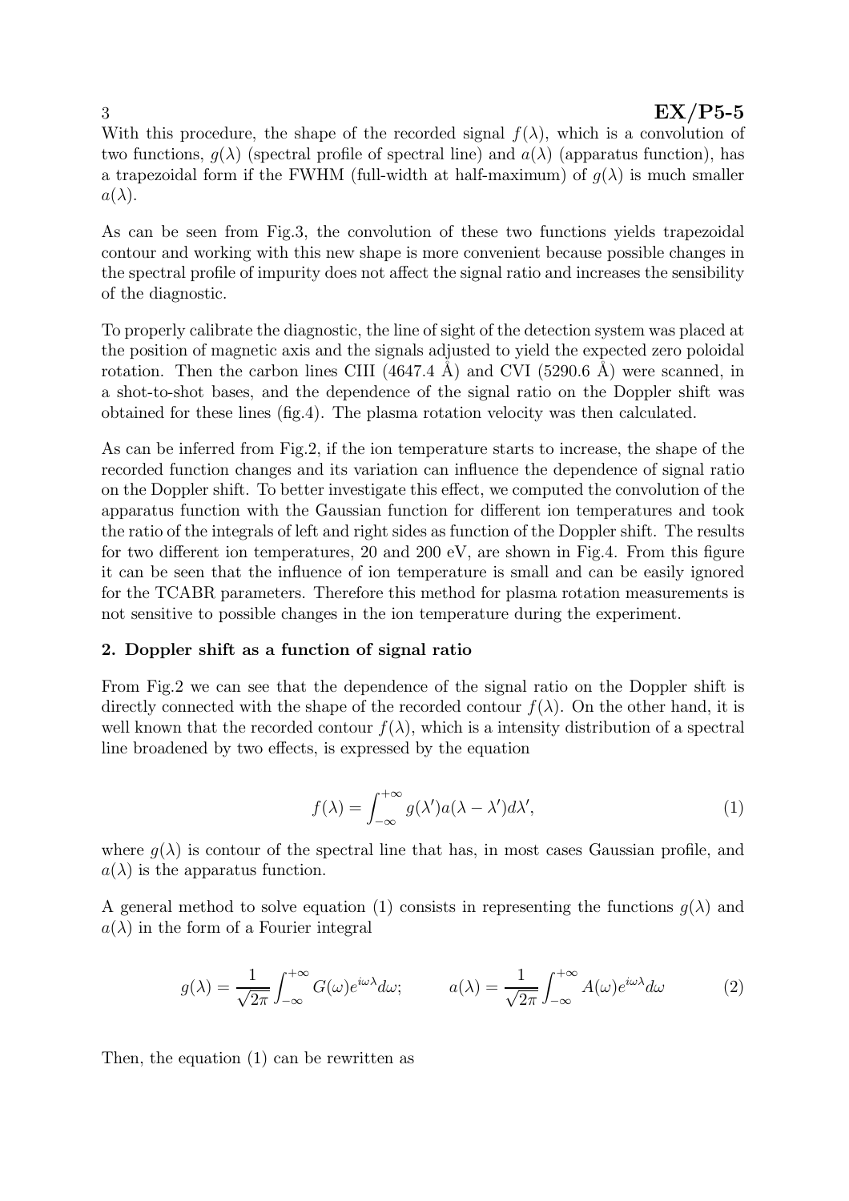With this procedure, the shape of the recorded signal $f(\lambda)$, which is a convolution of two functions, $g(\lambda)$ (spectral profile of spectral line) and $a(\lambda)$ (apparatus function), has a trapezoidal form if the FWHM (full-width at half-maximum) of $g(\lambda)$ is much smaller $a(\lambda)$.

As can be seen from Fig.3, the convolution of these two functions yields trapezoidal contour and working with this new shape is more convenient because possible changes in the spectral profile of impurity does not affect the signal ratio and increases the sensibility of the diagnostic.

To properly calibrate the diagnostic, the line of sight of the detection system was placed at the position of magnetic axis and the signals adjusted to yield the expected zero poloidal rotation. Then the carbon lines CIII (4647.4 Å) and CVI (5290.6 Å) were scanned, in a shot-to-shot bases, and the dependence of the signal ratio on the Doppler shift was obtained for these lines (fig.4). The plasma rotation velocity was then calculated.

As can be inferred from Fig.2, if the ion temperature starts to increase, the shape of the recorded function changes and its variation can influence the dependence of signal ratio on the Doppler shift. To better investigate this effect, we computed the convolution of the apparatus function with the Gaussian function for different ion temperatures and took the ratio of the integrals of left and right sides as function of the Doppler shift. The results for two different ion temperatures, 20 and 200 eV, are shown in Fig.4. From this figure it can be seen that the influence of ion temperature is small and can be easily ignored for the TCABR parameters. Therefore this method for plasma rotation measurements is not sensitive to possible changes in the ion temperature during the experiment.

**2. Doppler shift as a function of signal ratio**

From Fig.2 we can see that the dependence of the signal ratio on the Doppler shift is directly connected with the shape of the recorded contour $f(\lambda)$. On the other hand, it is well known that the recorded contour $f(\lambda)$, which is a intensity distribution of a spectral line broadened by two effects, is expressed by the equation

$$f(\lambda) = \int_{-\infty}^{+\infty} g(\lambda')a(\lambda - \lambda')d\lambda', \tag{1}$$

where $g(\lambda)$ is contour of the spectral line that has, in most cases Gaussian profile, and $a(\lambda)$ is the apparatus function.

A general method to solve equation (1) consists in representing the functions $g(\lambda)$ and $a(\lambda)$ in the form of a Fourier integral

$$g(\lambda) = \frac{1}{\sqrt{2\pi}} \int_{-\infty}^{+\infty} G(\omega)e^{i\omega\lambda}d\omega; \qquad a(\lambda) = \frac{1}{\sqrt{2\pi}} \int_{-\infty}^{+\infty} A(\omega)e^{i\omega\lambda}d\omega \tag{2}$$

Then, the equation (1) can be rewritten as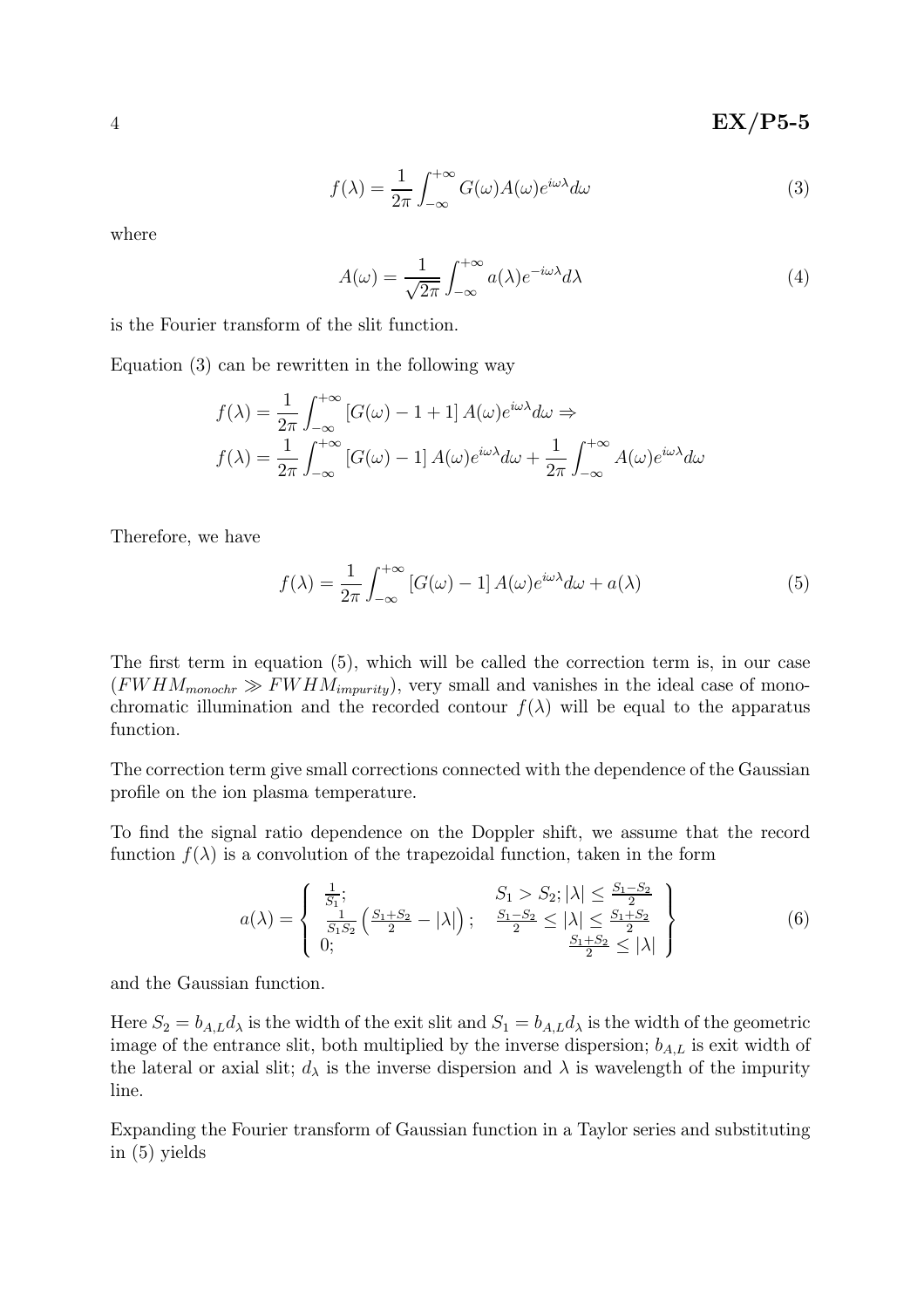$$f(\lambda) = \frac{1}{2\pi} \int_{-\infty}^{+\infty} G(\omega) A(\omega) e^{i\omega\lambda} d\omega \tag{3}$$

where

$$A(\omega) = \frac{1}{\sqrt{2\pi}} \int_{-\infty}^{+\infty} a(\lambda) e^{-i\omega\lambda} d\lambda \tag{4}$$

is the Fourier transform of the slit function.

Equation (3) can be rewritten in the following way

$$f(\lambda) = \frac{1}{2\pi} \int_{-\infty}^{+\infty} \left[G(\omega) - 1 + 1\right] A(\omega) e^{i\omega\lambda} d\omega \Rightarrow$$
$$f(\lambda) = \frac{1}{2\pi} \int_{-\infty}^{+\infty} \left[G(\omega) - 1\right] A(\omega) e^{i\omega\lambda} d\omega + \frac{1}{2\pi} \int_{-\infty}^{+\infty} A(\omega) e^{i\omega\lambda} d\omega$$

Therefore, we have

$$f(\lambda) = \frac{1}{2\pi} \int_{-\infty}^{+\infty} \left[G(\omega) - 1\right] A(\omega) e^{i\omega\lambda} d\omega + a(\lambda) \tag{5}$$

The first term in equation (5), which will be called the correction term is, in our case ($FWHM_{monochr} \gg FWHM_{impurity}$), very small and vanishes in the ideal case of monochromatic illumination and the recorded contour $f(\lambda)$ will be equal to the apparatus function.

The correction term give small corrections connected with the dependence of the Gaussian profile on the ion plasma temperature.

To find the signal ratio dependence on the Doppler shift, we assume that the record function $f(\lambda)$ is a convolution of the trapezoidal function, taken in the form

$$a(\lambda) = \left\{ \begin{array}{ll} \frac{1}{S_1}; & S_1 > S_2; |\lambda| \leq \frac{S_1 - S_2}{2} \\ \frac{1}{S_1 S_2}\left(\frac{S_1 + S_2}{2} - |\lambda|\right); & \frac{S_1 - S_2}{2} \leq |\lambda| \leq \frac{S_1 + S_2}{2} \\ 0; & \frac{S_1 + S_2}{2} \leq |\lambda| \end{array} \right\} \tag{6}$$

and the Gaussian function.

Here $S_2 = b_{A,L} d_\lambda$ is the width of the exit slit and $S_1 = b_{A,L} d_\lambda$ is the width of the geometric image of the entrance slit, both multiplied by the inverse dispersion; $b_{A,L}$ is exit width of the lateral or axial slit; $d_\lambda$ is the inverse dispersion and $\lambda$ is wavelength of the impurity line.

Expanding the Fourier transform of Gaussian function in a Taylor series and substituting in (5) yields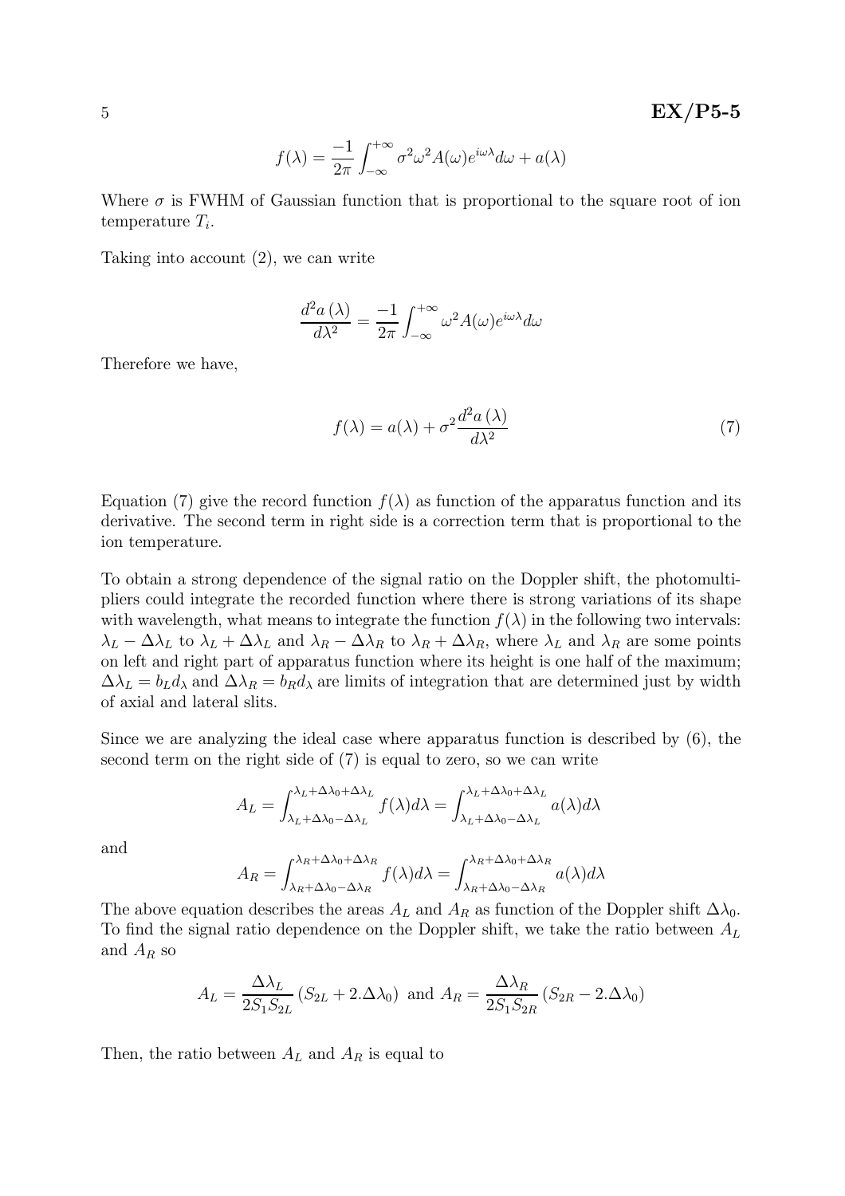$$f(\lambda) = \frac{-1}{2\pi} \int_{-\infty}^{+\infty} \sigma^2 \omega^2 A(\omega) e^{i\omega\lambda} d\omega + a(\lambda)$$

Where $\sigma$ is FWHM of Gaussian function that is proportional to the square root of ion temperature $T_i$.

Taking into account (2), we can write

$$\frac{d^2 a(\lambda)}{d\lambda^2} = \frac{-1}{2\pi} \int_{-\infty}^{+\infty} \omega^2 A(\omega) e^{i\omega\lambda} d\omega$$

Therefore we have,

$$f(\lambda) = a(\lambda) + \sigma^2 \frac{d^2 a(\lambda)}{d\lambda^2} \tag{7}$$

Equation (7) give the record function $f(\lambda)$ as function of the apparatus function and its derivative. The second term in right side is a correction term that is proportional to the ion temperature.

To obtain a strong dependence of the signal ratio on the Doppler shift, the photomultipliers could integrate the recorded function where there is strong variations of its shape with wavelength, what means to integrate the function $f(\lambda)$ in the following two intervals: $\lambda_L - \Delta\lambda_L$ to $\lambda_L + \Delta\lambda_L$ and $\lambda_R - \Delta\lambda_R$ to $\lambda_R + \Delta\lambda_R$, where $\lambda_L$ and $\lambda_R$ are some points on left and right part of apparatus function where its height is one half of the maximum; $\Delta\lambda_L = b_L d_\lambda$ and $\Delta\lambda_R = b_R d_\lambda$ are limits of integration that are determined just by width of axial and lateral slits.

Since we are analyzing the ideal case where apparatus function is described by (6), the second term on the right side of (7) is equal to zero, so we can write

$$A_L = \int_{\lambda_L + \Delta\lambda_0 - \Delta\lambda_L}^{\lambda_L + \Delta\lambda_0 + \Delta\lambda_L} f(\lambda) d\lambda = \int_{\lambda_L + \Delta\lambda_0 - \Delta\lambda_L}^{\lambda_L + \Delta\lambda_0 + \Delta\lambda_L} a(\lambda) d\lambda$$

and

$$A_R = \int_{\lambda_R + \Delta\lambda_0 - \Delta\lambda_R}^{\lambda_R + \Delta\lambda_0 + \Delta\lambda_R} f(\lambda) d\lambda = \int_{\lambda_R + \Delta\lambda_0 - \Delta\lambda_R}^{\lambda_R + \Delta\lambda_0 + \Delta\lambda_R} a(\lambda) d\lambda$$

The above equation describes the areas $A_L$ and $A_R$ as function of the Doppler shift $\Delta\lambda_0$. To find the signal ratio dependence on the Doppler shift, we take the ratio between $A_L$ and $A_R$ so

$$A_L = \frac{\Delta\lambda_L}{2S_1 S_{2L}} \left(S_{2L} + 2.\Delta\lambda_0\right) \text{ and } A_R = \frac{\Delta\lambda_R}{2S_1 S_{2R}} \left(S_{2R} - 2.\Delta\lambda_0\right)$$

Then, the ratio between $A_L$ and $A_R$ is equal to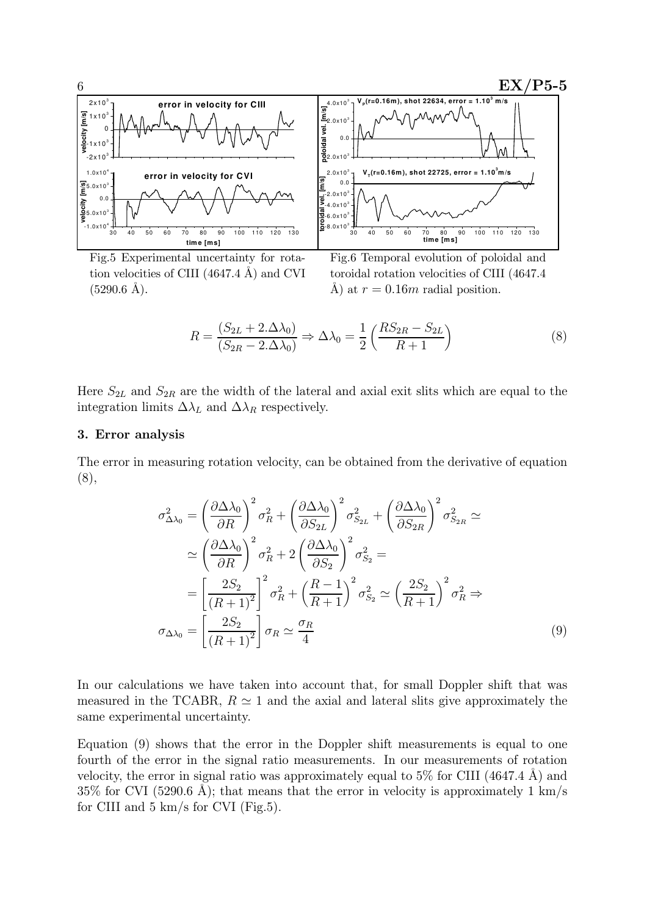Fig.5 Experimental uncertainty for rotation velocities of CIII (4647.4 Å) and CVI (5290.6 Å).

Fig.6 Temporal evolution of poloidal and toroidal rotation velocities of CIII (4647.4 Å) at $r = 0.16m$ radial position.

$$R = \frac{(S_{2L} + 2.\Delta\lambda_0)}{(S_{2R} - 2.\Delta\lambda_0)} \Rightarrow \Delta\lambda_0 = \frac{1}{2}\left(\frac{RS_{2R} - S_{2L}}{R+1}\right) \tag{8}$$

Here $S_{2L}$ and $S_{2R}$ are the width of the lateral and axial exit slits which are equal to the integration limits $\Delta\lambda_L$ and $\Delta\lambda_R$ respectively.

### 3. Error analysis

The error in measuring rotation velocity, can be obtained from the derivative of equation (8),

$$\begin{aligned}
\sigma^2_{\Delta\lambda_0} &= \left(\frac{\partial\Delta\lambda_0}{\partial R}\right)^2 \sigma_R^2 + \left(\frac{\partial\Delta\lambda_0}{\partial S_{2L}}\right)^2 \sigma^2_{S_{2L}} + \left(\frac{\partial\Delta\lambda_0}{\partial S_{2R}}\right)^2 \sigma^2_{S_{2R}} \simeq \\
&\simeq \left(\frac{\partial\Delta\lambda_0}{\partial R}\right)^2 \sigma_R^2 + 2\left(\frac{\partial\Delta\lambda_0}{\partial S_2}\right)^2 \sigma^2_{S_2} = \\
&= \left[\frac{2S_2}{(R+1)^2}\right]^2 \sigma_R^2 + \left(\frac{R-1}{R+1}\right)^2 \sigma^2_{S_2} \simeq \left(\frac{2S_2}{R+1}\right)^2 \sigma_R^2 \Rightarrow \\
\sigma_{\Delta\lambda_0} &= \left[\frac{2S_2}{(R+1)^2}\right] \sigma_R \simeq \frac{\sigma_R}{4}
\end{aligned} \tag{9}$$

In our calculations we have taken into account that, for small Doppler shift that was measured in the TCABR, $R \simeq 1$ and the axial and lateral slits give approximately the same experimental uncertainty.

Equation (9) shows that the error in the Doppler shift measurements is equal to one fourth of the error in the signal ratio measurements. In our measurements of rotation velocity, the error in signal ratio was approximately equal to 5% for CIII (4647.4 Å) and 35% for CVI (5290.6 Å); that means that the error in velocity is approximately 1 km/s for CIII and 5 km/s for CVI (Fig.5).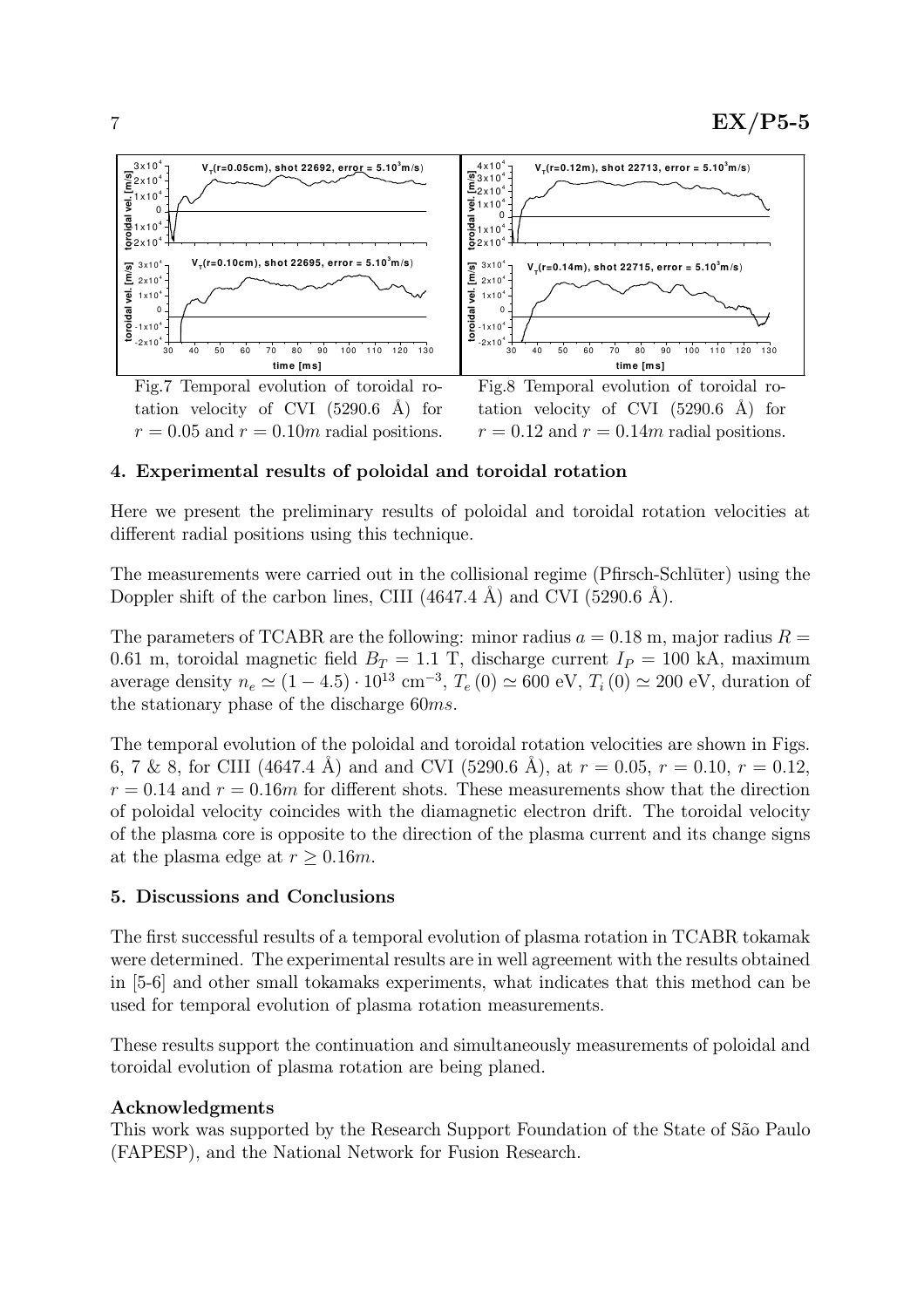Fig.7 Temporal evolution of toroidal rotation velocity of CVI (5290.6 Å) for $r = 0.05$ and $r = 0.10m$ radial positions.

Fig.8 Temporal evolution of toroidal rotation velocity of CVI (5290.6 Å) for $r = 0.12$ and $r = 0.14m$ radial positions.

### 4. Experimental results of poloidal and toroidal rotation

Here we present the preliminary results of poloidal and toroidal rotation velocities at different radial positions using this technique.

The measurements were carried out in the collisional regime (Pfirsch-Schlüter) using the Doppler shift of the carbon lines, CIII (4647.4 Å) and CVI (5290.6 Å).

The parameters of TCABR are the following: minor radius $a = 0.18$ m, major radius $R = 0.61$ m, toroidal magnetic field $B_T = 1.1$ T, discharge current $I_P = 100$ kA, maximum average density $n_e \simeq (1 - 4.5) \cdot 10^{13}$ cm$^{-3}$, $T_e(0) \simeq 600$ eV, $T_i(0) \simeq 200$ eV, duration of the stationary phase of the discharge $60ms$.

The temporal evolution of the poloidal and toroidal rotation velocities are shown in Figs. 6, 7 & 8, for CIII (4647.4 Å) and and CVI (5290.6 Å), at $r = 0.05$, $r = 0.10$, $r = 0.12$, $r = 0.14$ and $r = 0.16m$ for different shots. These measurements show that the direction of poloidal velocity coincides with the diamagnetic electron drift. The toroidal velocity of the plasma core is opposite to the direction of the plasma current and its change signs at the plasma edge at $r \geq 0.16m$.

### 5. Discussions and Conclusions

The first successful results of a temporal evolution of plasma rotation in TCABR tokamak were determined. The experimental results are in well agreement with the results obtained in [5-6] and other small tokamaks experiments, what indicates that this method can be used for temporal evolution of plasma rotation measurements.

These results support the continuation and simultaneously measurements of poloidal and toroidal evolution of plasma rotation are being planed.

#### Acknowledgments

This work was supported by the Research Support Foundation of the State of São Paulo (FAPESP), and the National Network for Fusion Research.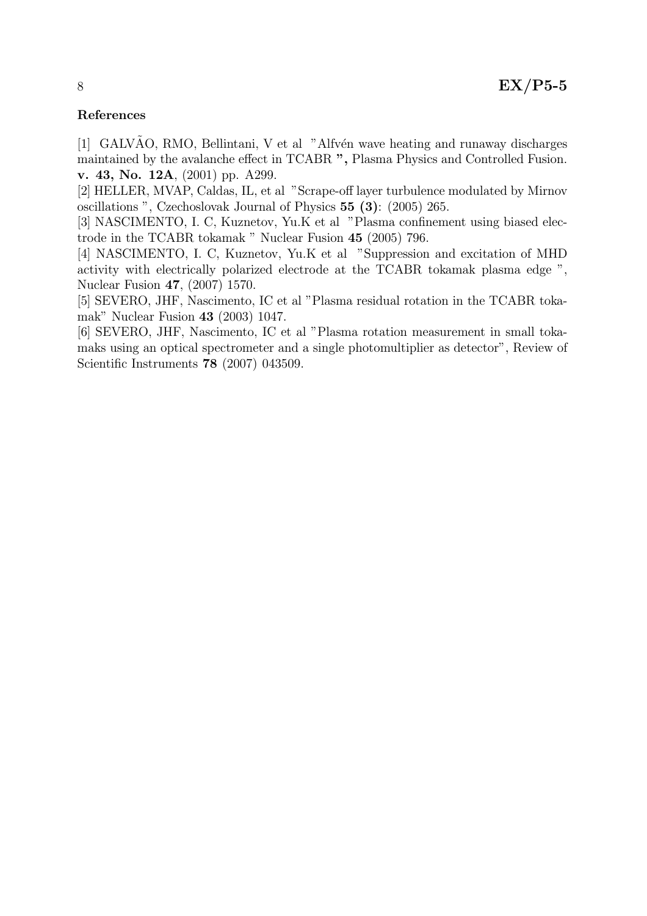**References**

[1] GALVÃO, RMO, Bellintani, V et al "Alfvén wave heating and runaway discharges maintained by the avalanche effect in TCABR **",** Plasma Physics and Controlled Fusion. **v. 43, No. 12A**, (2001) pp. A299.

[2] HELLER, MVAP, Caldas, IL, et al "Scrape-off layer turbulence modulated by Mirnov oscillations ", Czechoslovak Journal of Physics **55 (3)**: (2005) 265.

[3] NASCIMENTO, I. C, Kuznetov, Yu.K et al "Plasma confinement using biased electrode in the TCABR tokamak " Nuclear Fusion **45** (2005) 796.

[4] NASCIMENTO, I. C, Kuznetov, Yu.K et al "Suppression and excitation of MHD activity with electrically polarized electrode at the TCABR tokamak plasma edge ", Nuclear Fusion **47**, (2007) 1570.

[5] SEVERO, JHF, Nascimento, IC et al "Plasma residual rotation in the TCABR tokamak" Nuclear Fusion **43** (2003) 1047.

[6] SEVERO, JHF, Nascimento, IC et al "Plasma rotation measurement in small tokamaks using an optical spectrometer and a single photomultiplier as detector", Review of Scientific Instruments **78** (2007) 043509.